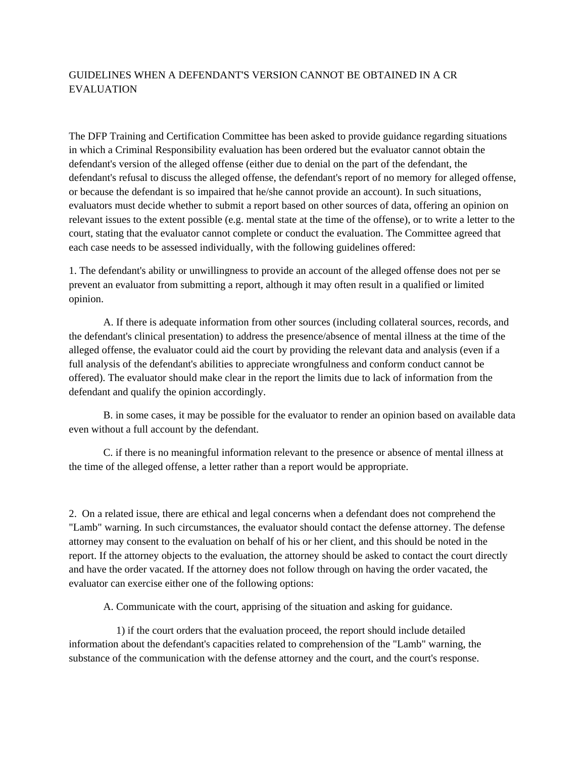# GUIDELINES WHEN A DEFENDANT'S VERSION CANNOT BE OBTAINED IN A CR EVALUATION

The DFP Training and Certification Committee has been asked to provide guidance regarding situations in which a Criminal Responsibility evaluation has been ordered but the evaluator cannot obtain the defendant's version of the alleged offense (either due to denial on the part of the defendant, the defendant's refusal to discuss the alleged offense, the defendant's report of no memory for alleged offense, or because the defendant is so impaired that he/she cannot provide an account). In such situations, evaluators must decide whether to submit a report based on other sources of data, offering an opinion on relevant issues to the extent possible (e.g. mental state at the time of the offense), or to write a letter to the court, stating that the evaluator cannot complete or conduct the evaluation. The Committee agreed that each case needs to be assessed individually, with the following guidelines offered:

1. The defendant's ability or unwillingness to provide an account of the alleged offense does not per se prevent an evaluator from submitting a report, although it may often result in a qualified or limited opinion.

   A. If there is adequate information from other sources (including collateral sources, records, and the defendant's clinical presentation) to address the presence/absence of mental illness at the time of the alleged offense, the evaluator could aid the court by providing the relevant data and analysis (even if a full analysis of the defendant's abilities to appreciate wrongfulness and conform conduct cannot be offered). The evaluator should make clear in the report the limits due to lack of information from the defendant and qualify the opinion accordingly.

   B. in some cases, it may be possible for the evaluator to render an opinion based on available data even without a full account by the defendant.

   C. if there is no meaningful information relevant to the presence or absence of mental illness at the time of the alleged offense, a letter rather than a report would be appropriate.

2. On a related issue, there are ethical and legal concerns when a defendant does not comprehend the "Lamb" warning. In such circumstances, the evaluator should contact the defense attorney. The defense attorney may consent to the evaluation on behalf of his or her client, and this should be noted in the report. If the attorney objects to the evaluation, the attorney should be asked to contact the court directly and have the order vacated. If the attorney does not follow through on having the order vacated, the evaluator can exercise either one of the following options:

   A. Communicate with the court, apprising of the situation and asking for guidance.

      1) if the court orders that the evaluation proceed, the report should include detailed information about the defendant's capacities related to comprehension of the "Lamb" warning, the substance of the communication with the defense attorney and the court, and the court's response.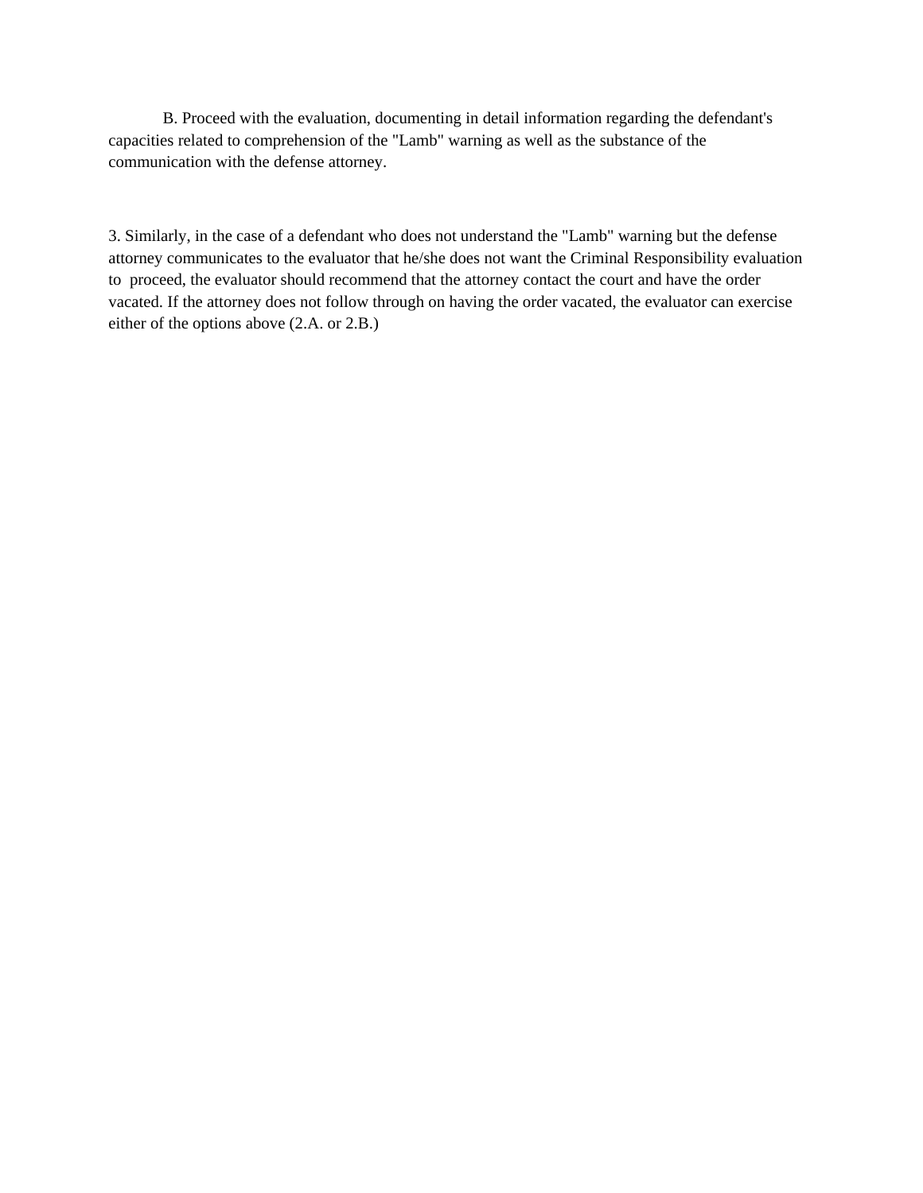B. Proceed with the evaluation, documenting in detail information regarding the defendant's capacities related to comprehension of the "Lamb" warning as well as the substance of the communication with the defense attorney.

3. Similarly, in the case of a defendant who does not understand the "Lamb" warning but the defense attorney communicates to the evaluator that he/she does not want the Criminal Responsibility evaluation to proceed, the evaluator should recommend that the attorney contact the court and have the order vacated. If the attorney does not follow through on having the order vacated, the evaluator can exercise either of the options above (2.A. or 2.B.)